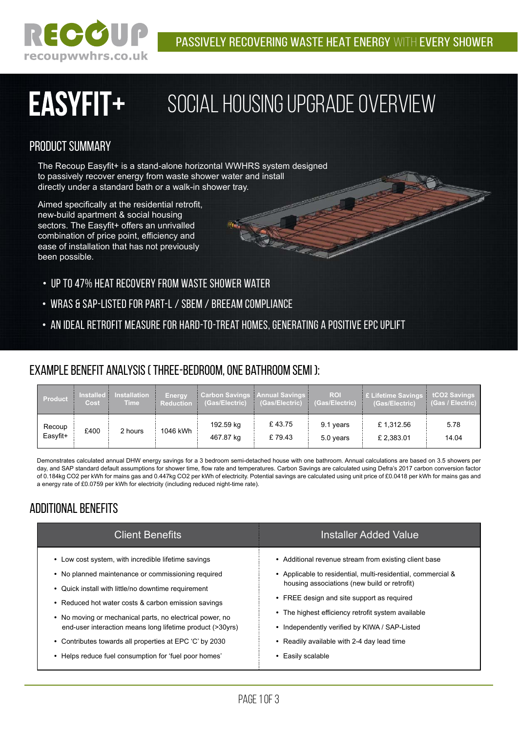RECOUP
recoupwwhrs.co.uk

PASSIVELY RECOVERING WASTE HEAT ENERGY WITH EVERY SHOWER

# EASYFIT+ SOCIAL HOUSING UPGRADE OVERVIEW

## PRODUCT SUMMARY

The Recoup Easyfit+ is a stand-alone horizontal WWHRS system designed to passively recover energy from waste shower water and install directly under a standard bath or a walk-in shower tray.

Aimed specifically at the residential retrofit, new-build apartment & social housing sectors. The Easyfit+ offers an unrivalled combination of price point, efficiency and ease of installation that has not previously been possible.

- UP TO 47% HEAT RECOVERY FROM WASTE SHOWER WATER
- WRAS & SAP-LISTED FOR PART-L / SBEM / BREEAM COMPLIANCE
- AN IDEAL RETROFIT MEASURE FOR HARD-TO-TREAT HOMES, GENERATING A POSITIVE EPC UPLIFT

## EXAMPLE BENEFIT ANALYSIS ( THREE-BEDROOM, ONE BATHROOM SEMI ):

| Product | Installed Cost | Installation Time | Energy Reduction | Carbon Savings (Gas/Electric) | Annual Savings (Gas/Electric) | ROI (Gas/Electric) | £ Lifetime Savings (Gas/Electric) | tCO2 Savings (Gas / Electric) |
|---|---|---|---|---|---|---|---|---|
| Recoup Easyfit+ | £400 | 2 hours | 1046 kWh | 192.59 kg<br>467.87 kg | £ 43.75<br>£ 79.43 | 9.1 years<br>5.0 years | £ 1,312.56<br>£ 2,383.01 | 5.78<br>14.04 |

Demonstrates calculated annual DHW energy savings for a 3 bedroom semi-detached house with one bathroom. Annual calculations are based on 3.5 showers per day, and SAP standard default assumptions for shower time, flow rate and temperatures. Carbon Savings are calculated using Defra's 2017 carbon conversion factor of 0.184kg CO2 per kWh for mains gas and 0.447kg CO2 per kWh of electricity. Potential savings are calculated using unit price of £0.0418 per kWh for mains gas and a energy rate of £0.0759 per kWh for electricity (including reduced night-time rate).

## ADDITIONAL BENEFITS

| Client Benefits | Installer Added Value |
|---|---|
| • Low cost system, with incredible lifetime savings<br>• No planned maintenance or commissioning required<br>• Quick install with little/no downtime requirement<br>• Reduced hot water costs & carbon emission savings<br>• No moving or mechanical parts, no electrical power, no end-user interaction means long lifetime product (>30yrs)<br>• Contributes towards all properties at EPC 'C' by 2030<br>• Helps reduce fuel consumption for 'fuel poor homes' | • Additional revenue stream from existing client base<br>• Applicable to residential, multi-residential, commercial & housing associations (new build or retrofit)<br>• FREE design and site support as required<br>• The highest efficiency retrofit system available<br>• Independently verified by KIWA / SAP-Listed<br>• Readily available with 2-4 day lead time<br>• Easily scalable |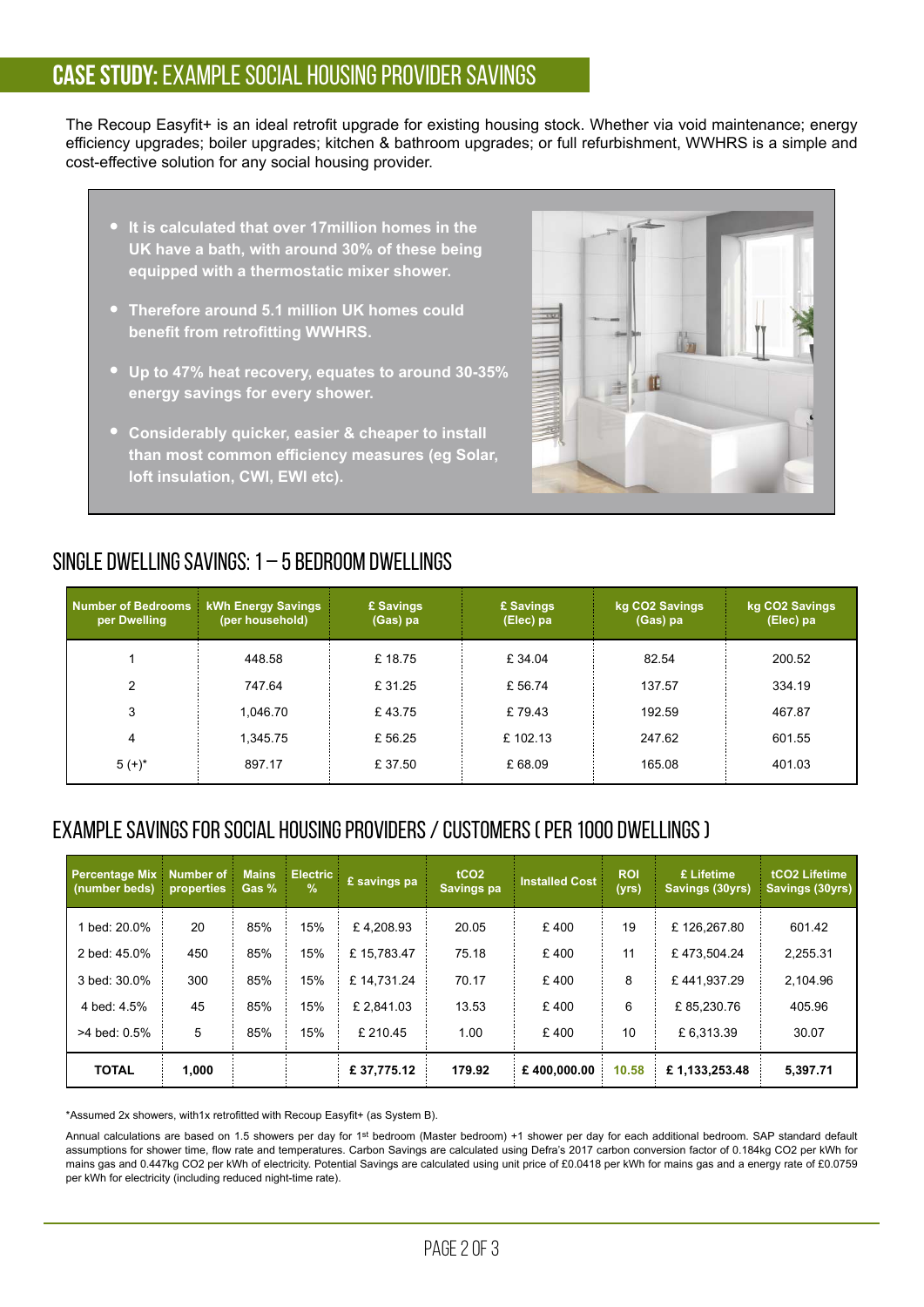# CASE STUDY: EXAMPLE SOCIAL HOUSING PROVIDER SAVINGS

The Recoup Easyfit+ is an ideal retrofit upgrade for existing housing stock. Whether via void maintenance; energy efficiency upgrades; boiler upgrades; kitchen & bathroom upgrades; or full refurbishment, WWHRS is a simple and cost-effective solution for any social housing provider.

- **It is calculated that over 17million homes in the UK have a bath, with around 30% of these being equipped with a thermostatic mixer shower.**
- **Therefore around 5.1 million UK homes could benefit from retrofitting WWHRS.**
- **Up to 47% heat recovery, equates to around 30-35% energy savings for every shower.**
- **Considerably quicker, easier & cheaper to install than most common efficiency measures (eg Solar, loft insulation, CWI, EWI etc).**

## SINGLE DWELLING SAVINGS: 1 – 5 BEDROOM DWELLINGS

| Number of Bedrooms per Dwelling | kWh Energy Savings (per household) | £ Savings (Gas) pa | £ Savings (Elec) pa | kg CO2 Savings (Gas) pa | kg CO2 Savings (Elec) pa |
|---|---|---|---|---|---|
| 1 | 448.58 | £ 18.75 | £ 34.04 | 82.54 | 200.52 |
| 2 | 747.64 | £ 31.25 | £ 56.74 | 137.57 | 334.19 |
| 3 | 1,046.70 | £ 43.75 | £ 79.43 | 192.59 | 467.87 |
| 4 | 1,345.75 | £ 56.25 | £ 102.13 | 247.62 | 601.55 |
| 5 (+)* | 897.17 | £ 37.50 | £ 68.09 | 165.08 | 401.03 |

## EXAMPLE SAVINGS FOR SOCIAL HOUSING PROVIDERS / CUSTOMERS ( PER 1000 DWELLINGS )

| Percentage Mix (number beds) | Number of properties | Mains Gas % | Electric % | £ savings pa | tCO2 Savings pa | Installed Cost | ROI (yrs) | £ Lifetime Savings (30yrs) | tCO2 Lifetime Savings (30yrs) |
|---|---|---|---|---|---|---|---|---|---|
| 1 bed: 20.0% | 20 | 85% | 15% | £ 4,208.93 | 20.05 | £ 400 | 19 | £ 126,267.80 | 601.42 |
| 2 bed: 45.0% | 450 | 85% | 15% | £ 15,783.47 | 75.18 | £ 400 | 11 | £ 473,504.24 | 2,255.31 |
| 3 bed: 30.0% | 300 | 85% | 15% | £ 14,731.24 | 70.17 | £ 400 | 8 | £ 441,937.29 | 2,104.96 |
| 4 bed: 4.5% | 45 | 85% | 15% | £ 2,841.03 | 13.53 | £ 400 | 6 | £ 85,230.76 | 405.96 |
| >4 bed: 0.5% | 5 | 85% | 15% | £ 210.45 | 1.00 | £ 400 | 10 | £ 6,313.39 | 30.07 |
| **TOTAL** | **1,000** | | | **£ 37,775.12** | **179.92** | **£ 400,000.00** | **10.58** | **£ 1,133,253.48** | **5,397.71** |

*Assumed 2x showers, with1x retrofitted with Recoup Easyfit+ (as System B).

Annual calculations are based on 1.5 showers per day for 1st bedroom (Master bedroom) +1 shower per day for each additional bedroom. SAP standard default assumptions for shower time, flow rate and temperatures. Carbon Savings are calculated using Defra's 2017 carbon conversion factor of 0.184kg CO2 per kWh for mains gas and 0.447kg CO2 per kWh of electricity. Potential Savings are calculated using unit price of £0.0418 per kWh for mains gas and a energy rate of £0.0759 per kWh for electricity (including reduced night-time rate).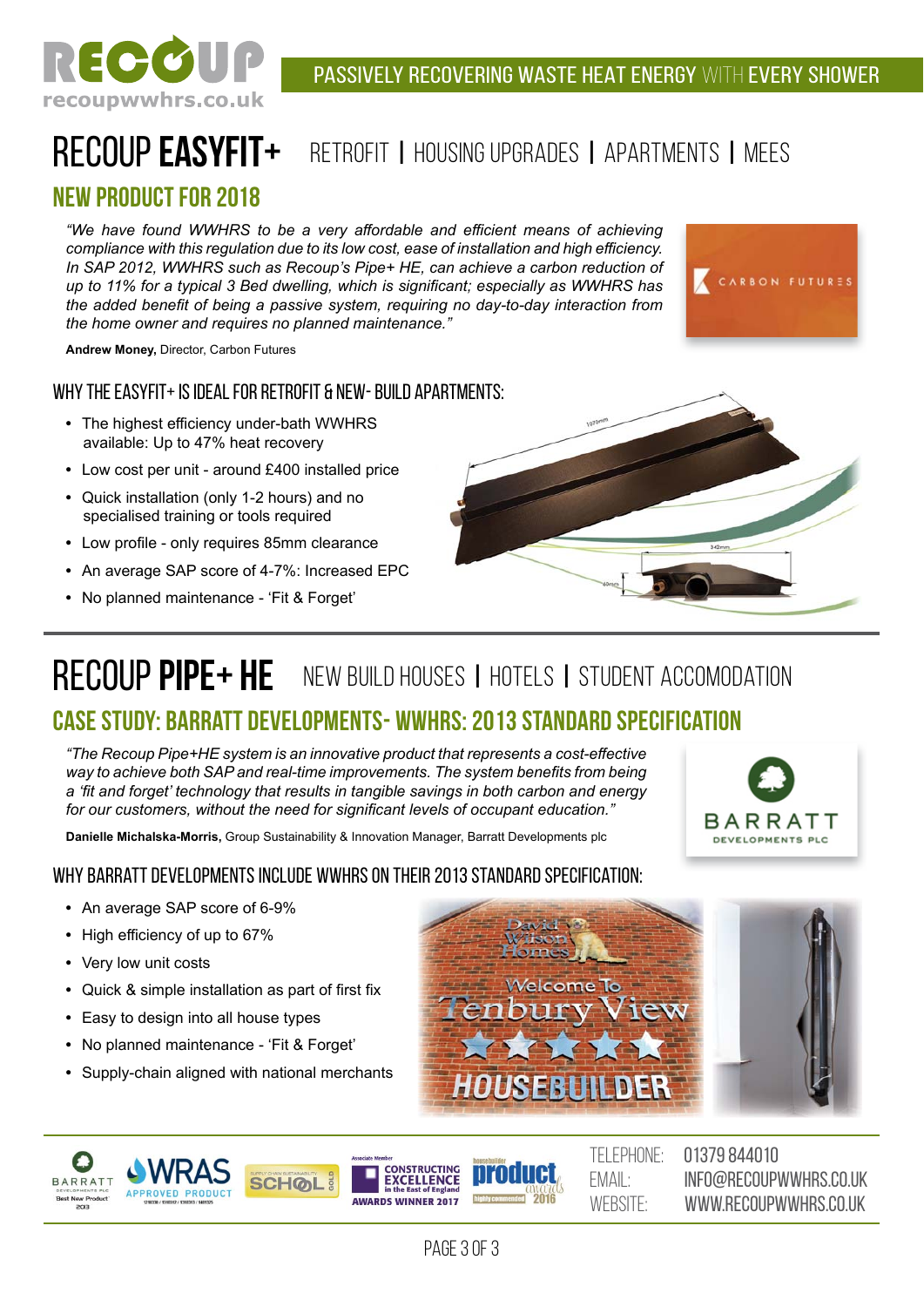RECOUP
recoupwwhrs.co.uk

PASSIVELY RECOVERING WASTE HEAT ENERGY WITH EVERY SHOWER

# RECOUP EASYFIT+ RETROFIT | HOUSING UPGRADES | APARTMENTS | MEES

## NEW PRODUCT FOR 2018

*"We have found WWHRS to be a very affordable and efficient means of achieving compliance with this regulation due to its low cost, ease of installation and high efficiency. In SAP 2012, WWHRS such as Recoup's Pipe+ HE, can achieve a carbon reduction of up to 11% for a typical 3 Bed dwelling, which is significant; especially as WWHRS has the added benefit of being a passive system, requiring no day-to-day interaction from the home owner and requires no planned maintenance."*

**Andrew Money,** Director, Carbon Futures

### WHY THE EASYFIT+ IS IDEAL FOR RETROFIT & NEW- BUILD APARTMENTS:

- The highest efficiency under-bath WWHRS available: Up to 47% heat recovery
- Low cost per unit - around £400 installed price
- Quick installation (only 1-2 hours) and no specialised training or tools required
- Low profile - only requires 85mm clearance
- An average SAP score of 4-7%: Increased EPC
- No planned maintenance - 'Fit & Forget'

# RECOUP PIPE+ HE NEW BUILD HOUSES | HOTELS | STUDENT ACCOMODATION

## CASE STUDY: BARRATT DEVELOPMENTS- WWHRS: 2013 STANDARD SPECIFICATION

*"The Recoup Pipe+HE system is an innovative product that represents a cost-effective way to achieve both SAP and real-time improvements. The system benefits from being a 'fit and forget' technology that results in tangible savings in both carbon and energy for our customers, without the need for significant levels of occupant education."*

**Danielle Michalska-Morris,** Group Sustainability & Innovation Manager, Barratt Developments plc

### WHY BARRATT DEVELOPMENTS INCLUDE WWHRS ON THEIR 2013 STANDARD SPECIFICATION:

- An average SAP score of 6-9%
- High efficiency of up to 67%
- Very low unit costs
- Quick & simple installation as part of first fix
- Easy to design into all house types
- No planned maintenance - 'Fit & Forget'
- Supply-chain aligned with national merchants

TELEPHONE: 01379 844010
EMAIL: INFO@RECOUPWWHRS.CO.UK
WEBSITE: WWW.RECOUPWWHRS.CO.UK